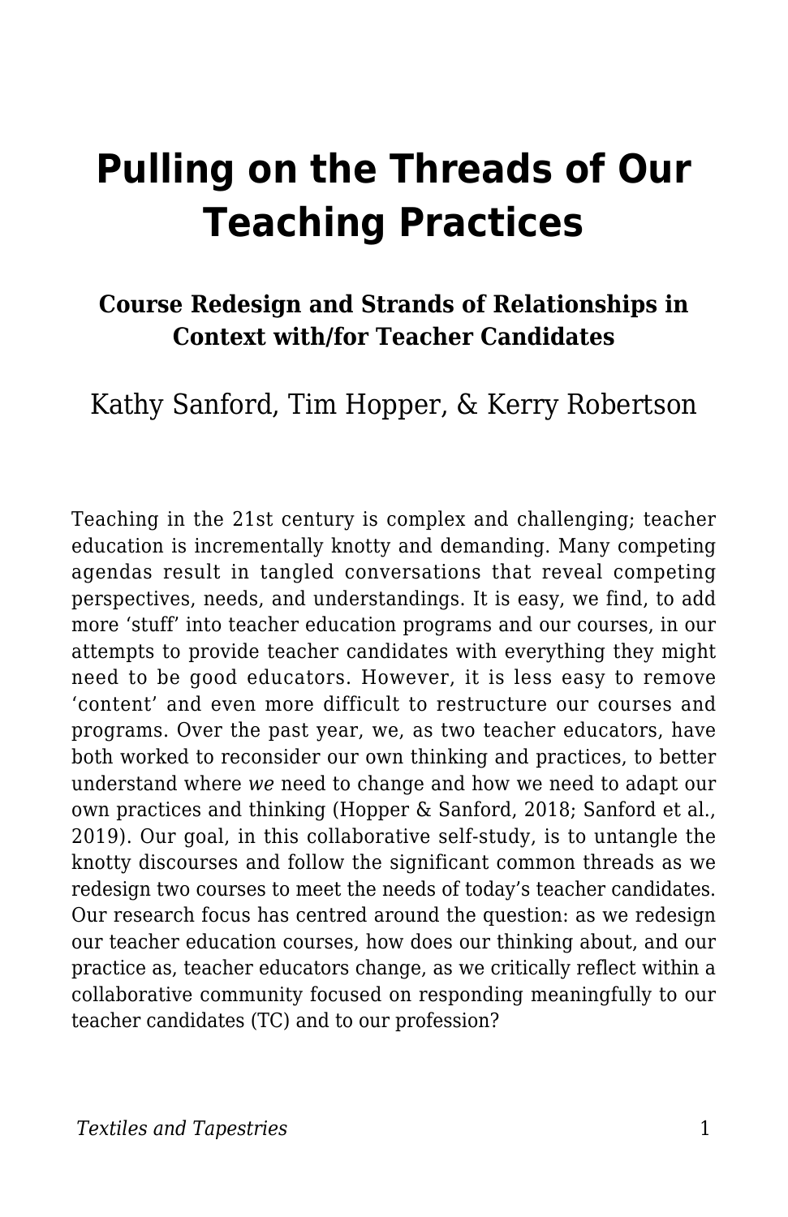# Pulling on the Threads of Our Teaching Practices

### Course Redesign and Strands of Relationships in Context with/for Teacher Candidates

Kathy Sanford, Tim Hopper, & Kerry Robertson

Teaching in the 21st century is complex and challenging; teacher education is incrementally knotty and demanding. Many competing agendas result in tangled conversations that reveal competing perspectives, needs, and understandings. It is easy, we find, to add more 'stuff' into teacher education programs and our courses, in our attempts to provide teacher candidates with everything they might need to be good educators. However, it is less easy to remove 'content' and even more difficult to restructure our courses and programs. Over the past year, we, as two teacher educators, have both worked to reconsider our own thinking and practices, to better understand where *we* need to change and how we need to adapt our own practices and thinking (Hopper & Sanford, 2018; Sanford et al., 2019). Our goal, in this collaborative self-study, is to untangle the knotty discourses and follow the significant common threads as we redesign two courses to meet the needs of today's teacher candidates. Our research focus has centred around the question: as we redesign our teacher education courses, how does our thinking about, and our practice as, teacher educators change, as we critically reflect within a collaborative community focused on responding meaningfully to our teacher candidates (TC) and to our profession?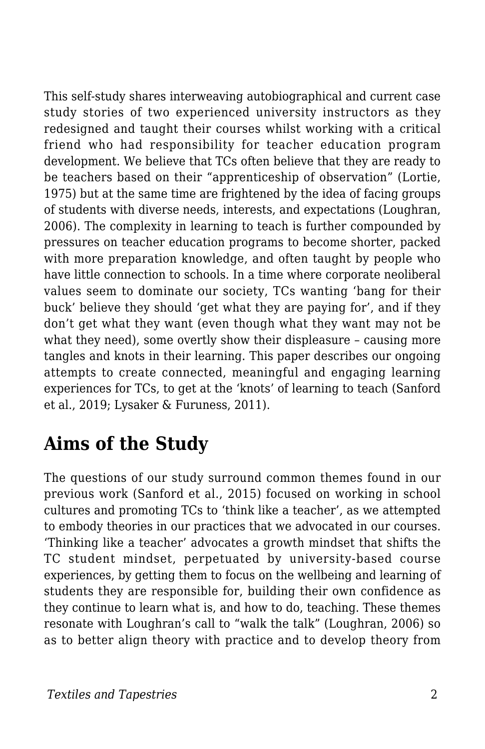This self-study shares interweaving autobiographical and current case study stories of two experienced university instructors as they redesigned and taught their courses whilst working with a critical friend who had responsibility for teacher education program development. We believe that TCs often believe that they are ready to be teachers based on their "apprenticeship of observation" (Lortie, 1975) but at the same time are frightened by the idea of facing groups of students with diverse needs, interests, and expectations (Loughran, 2006). The complexity in learning to teach is further compounded by pressures on teacher education programs to become shorter, packed with more preparation knowledge, and often taught by people who have little connection to schools. In a time where corporate neoliberal values seem to dominate our society, TCs wanting 'bang for their buck' believe they should 'get what they are paying for', and if they don't get what they want (even though what they want may not be what they need), some overtly show their displeasure – causing more tangles and knots in their learning. This paper describes our ongoing attempts to create connected, meaningful and engaging learning experiences for TCs, to get at the 'knots' of learning to teach (Sanford et al., 2019; Lysaker & Furuness, 2011).

## Aims of the Study

The questions of our study surround common themes found in our previous work (Sanford et al., 2015) focused on working in school cultures and promoting TCs to 'think like a teacher', as we attempted to embody theories in our practices that we advocated in our courses. 'Thinking like a teacher' advocates a growth mindset that shifts the TC student mindset, perpetuated by university-based course experiences, by getting them to focus on the wellbeing and learning of students they are responsible for, building their own confidence as they continue to learn what is, and how to do, teaching. These themes resonate with Loughran's call to "walk the talk" (Loughran, 2006) so as to better align theory with practice and to develop theory from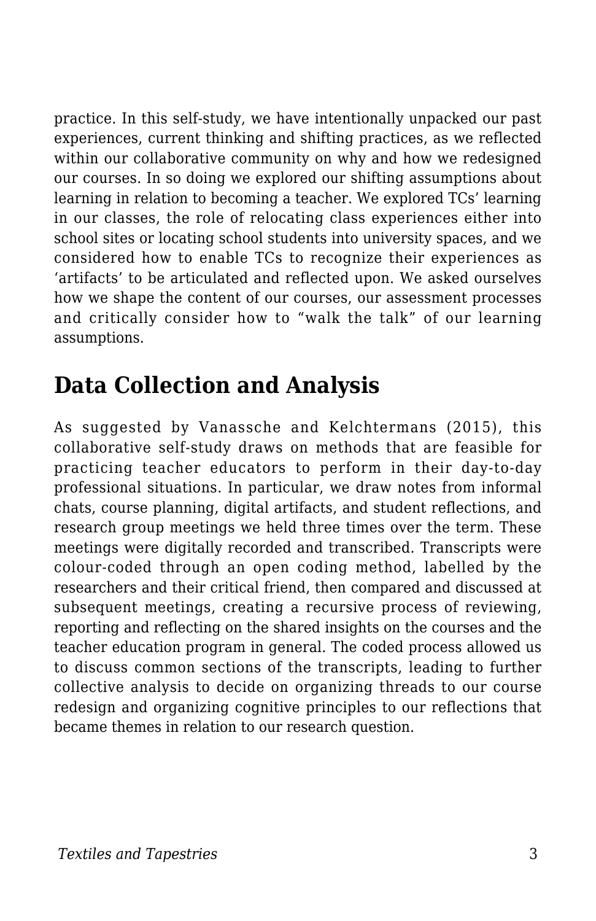practice. In this self-study, we have intentionally unpacked our past experiences, current thinking and shifting practices, as we reflected within our collaborative community on why and how we redesigned our courses. In so doing we explored our shifting assumptions about learning in relation to becoming a teacher. We explored TCs' learning in our classes, the role of relocating class experiences either into school sites or locating school students into university spaces, and we considered how to enable TCs to recognize their experiences as 'artifacts' to be articulated and reflected upon. We asked ourselves how we shape the content of our courses, our assessment processes and critically consider how to "walk the talk" of our learning assumptions.

## Data Collection and Analysis

As suggested by Vanassche and Kelchtermans (2015), this collaborative self-study draws on methods that are feasible for practicing teacher educators to perform in their day-to-day professional situations. In particular, we draw notes from informal chats, course planning, digital artifacts, and student reflections, and research group meetings we held three times over the term. These meetings were digitally recorded and transcribed. Transcripts were colour-coded through an open coding method, labelled by the researchers and their critical friend, then compared and discussed at subsequent meetings, creating a recursive process of reviewing, reporting and reflecting on the shared insights on the courses and the teacher education program in general. The coded process allowed us to discuss common sections of the transcripts, leading to further collective analysis to decide on organizing threads to our course redesign and organizing cognitive principles to our reflections that became themes in relation to our research question.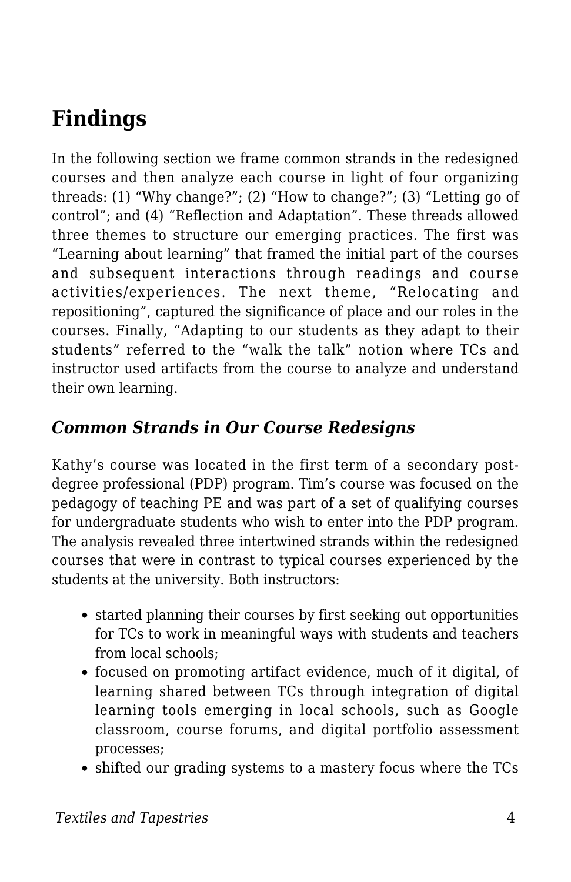## Findings

In the following section we frame common strands in the redesigned courses and then analyze each course in light of four organizing threads: (1) “Why change?”; (2) “How to change?”; (3) “Letting go of control”; and (4) “Reflection and Adaptation”. These threads allowed three themes to structure our emerging practices. The first was “Learning about learning” that framed the initial part of the courses and subsequent interactions through readings and course activities/experiences. The next theme, “Relocating and repositioning”, captured the significance of place and our roles in the courses. Finally, “Adapting to our students as they adapt to their students” referred to the “walk the talk” notion where TCs and instructor used artifacts from the course to analyze and understand their own learning.

### *Common Strands in Our Course Redesigns*

Kathy’s course was located in the first term of a secondary post-degree professional (PDP) program. Tim’s course was focused on the pedagogy of teaching PE and was part of a set of qualifying courses for undergraduate students who wish to enter into the PDP program. The analysis revealed three intertwined strands within the redesigned courses that were in contrast to typical courses experienced by the students at the university. Both instructors:

- started planning their courses by first seeking out opportunities for TCs to work in meaningful ways with students and teachers from local schools;
- focused on promoting artifact evidence, much of it digital, of learning shared between TCs through integration of digital learning tools emerging in local schools, such as Google classroom, course forums, and digital portfolio assessment processes;
- shifted our grading systems to a mastery focus where the TCs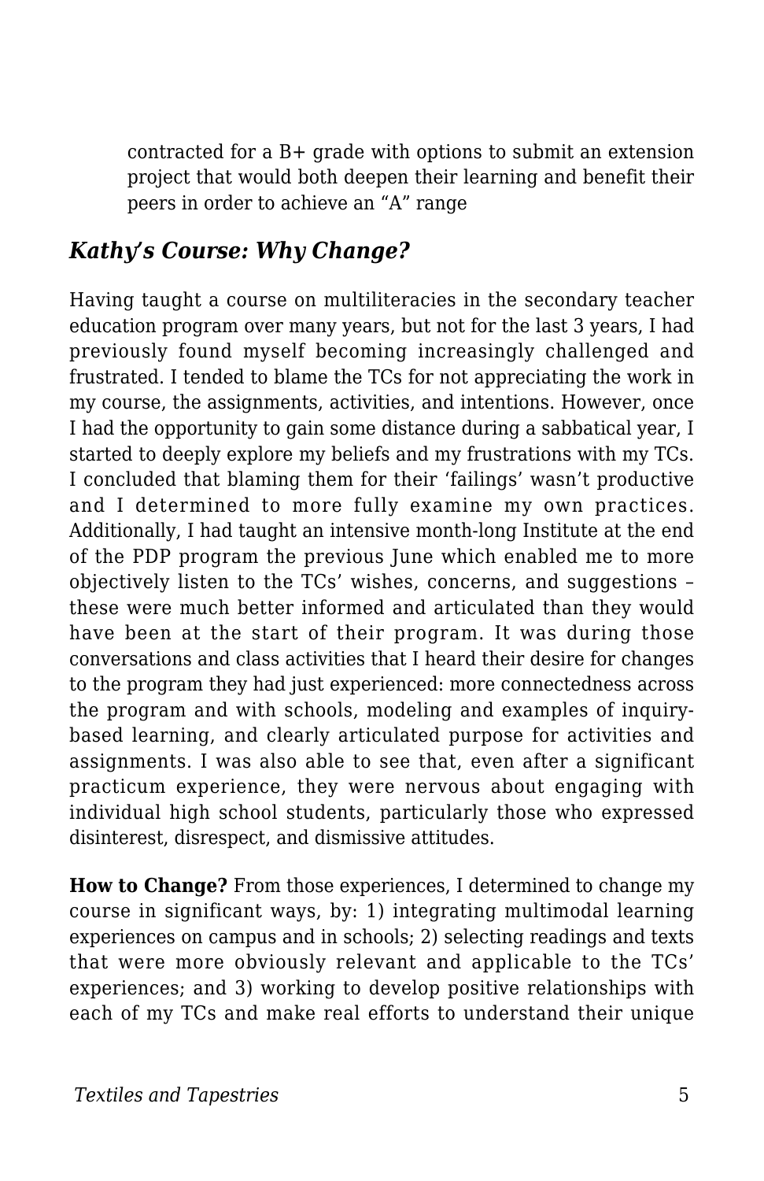contracted for a B+ grade with options to submit an extension project that would both deepen their learning and benefit their peers in order to achieve an "A" range

### *Kathy's Course: Why Change?*

Having taught a course on multiliteracies in the secondary teacher education program over many years, but not for the last 3 years, I had previously found myself becoming increasingly challenged and frustrated. I tended to blame the TCs for not appreciating the work in my course, the assignments, activities, and intentions. However, once I had the opportunity to gain some distance during a sabbatical year, I started to deeply explore my beliefs and my frustrations with my TCs. I concluded that blaming them for their 'failings' wasn't productive and I determined to more fully examine my own practices. Additionally, I had taught an intensive month-long Institute at the end of the PDP program the previous June which enabled me to more objectively listen to the TCs' wishes, concerns, and suggestions – these were much better informed and articulated than they would have been at the start of their program. It was during those conversations and class activities that I heard their desire for changes to the program they had just experienced: more connectedness across the program and with schools, modeling and examples of inquiry-based learning, and clearly articulated purpose for activities and assignments. I was also able to see that, even after a significant practicum experience, they were nervous about engaging with individual high school students, particularly those who expressed disinterest, disrespect, and dismissive attitudes.

**How to Change?** From those experiences, I determined to change my course in significant ways, by: 1) integrating multimodal learning experiences on campus and in schools; 2) selecting readings and texts that were more obviously relevant and applicable to the TCs' experiences; and 3) working to develop positive relationships with each of my TCs and make real efforts to understand their unique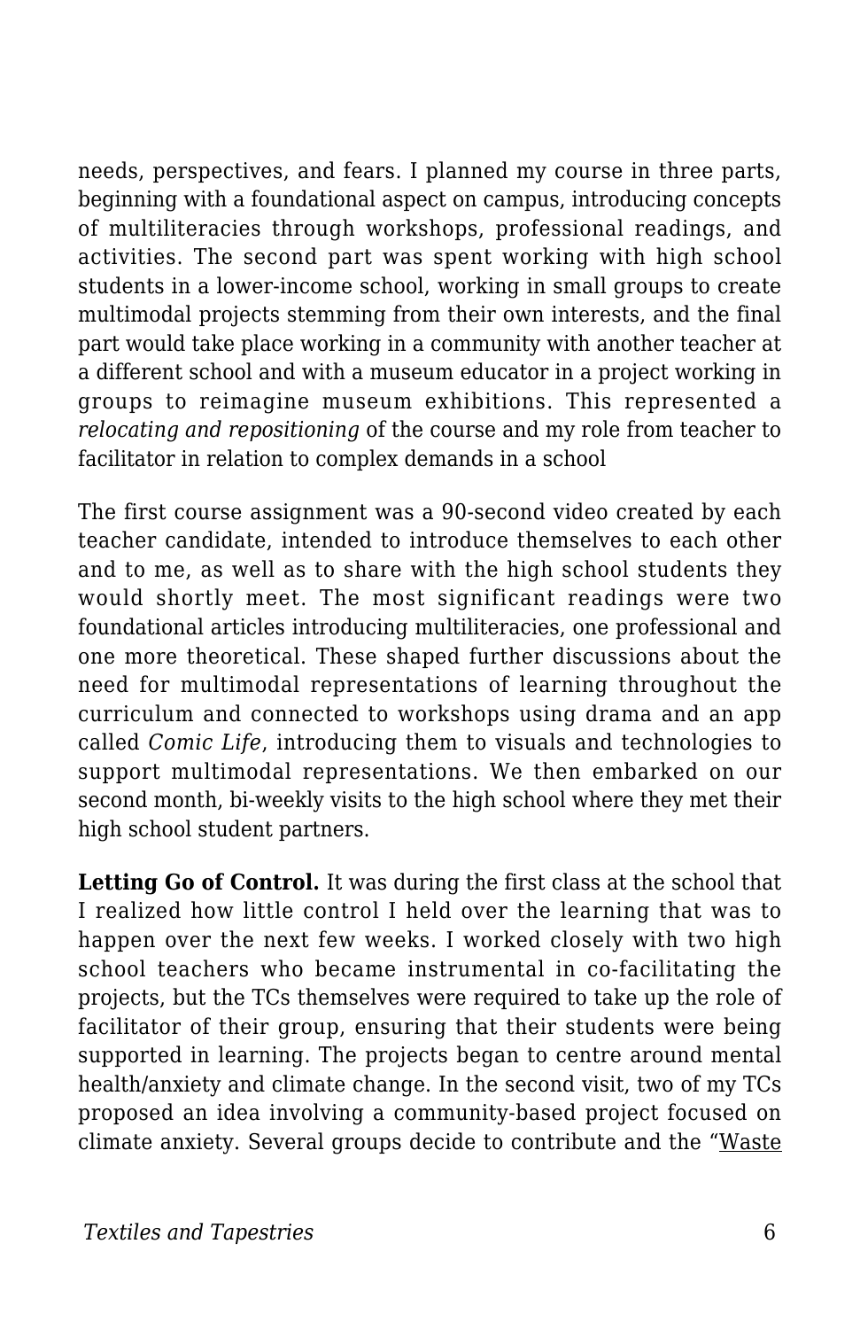needs, perspectives, and fears. I planned my course in three parts, beginning with a foundational aspect on campus, introducing concepts of multiliteracies through workshops, professional readings, and activities. The second part was spent working with high school students in a lower-income school, working in small groups to create multimodal projects stemming from their own interests, and the final part would take place working in a community with another teacher at a different school and with a museum educator in a project working in groups to reimagine museum exhibitions. This represented a *relocating and repositioning* of the course and my role from teacher to facilitator in relation to complex demands in a school

The first course assignment was a 90-second video created by each teacher candidate, intended to introduce themselves to each other and to me, as well as to share with the high school students they would shortly meet. The most significant readings were two foundational articles introducing multiliteracies, one professional and one more theoretical. These shaped further discussions about the need for multimodal representations of learning throughout the curriculum and connected to workshops using drama and an app called *Comic Life*, introducing them to visuals and technologies to support multimodal representations. We then embarked on our second month, bi-weekly visits to the high school where they met their high school student partners.

**Letting Go of Control.** It was during the first class at the school that I realized how little control I held over the learning that was to happen over the next few weeks. I worked closely with two high school teachers who became instrumental in co-facilitating the projects, but the TCs themselves were required to take up the role of facilitator of their group, ensuring that their students were being supported in learning. The projects began to centre around mental health/anxiety and climate change. In the second visit, two of my TCs proposed an idea involving a community-based project focused on climate anxiety. Several groups decide to contribute and the "Waste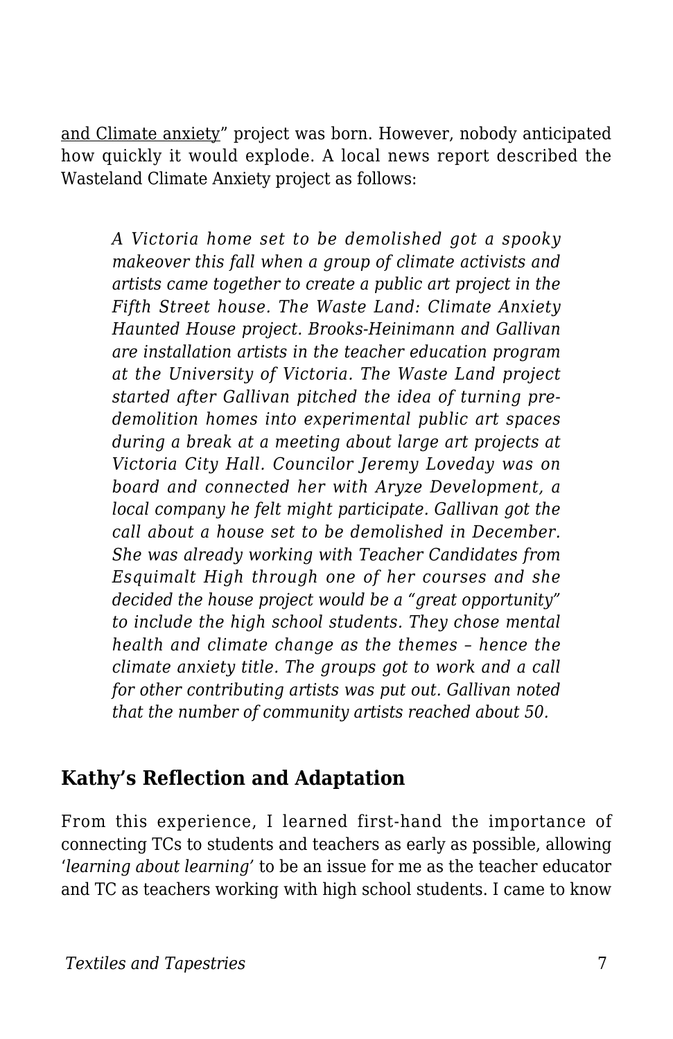and Climate anxiety" project was born. However, nobody anticipated how quickly it would explode. A local news report described the Wasteland Climate Anxiety project as follows:

> *A Victoria home set to be demolished got a spooky makeover this fall when a group of climate activists and artists came together to create a public art project in the Fifth Street house. The Waste Land: Climate Anxiety Haunted House project. Brooks-Heinimann and Gallivan are installation artists in the teacher education program at the University of Victoria. The Waste Land project started after Gallivan pitched the idea of turning pre-demolition homes into experimental public art spaces during a break at a meeting about large art projects at Victoria City Hall. Councilor Jeremy Loveday was on board and connected her with Aryze Development, a local company he felt might participate. Gallivan got the call about a house set to be demolished in December. She was already working with Teacher Candidates from Esquimalt High through one of her courses and she decided the house project would be a "great opportunity" to include the high school students. They chose mental health and climate change as the themes – hence the climate anxiety title. The groups got to work and a call for other contributing artists was put out. Gallivan noted that the number of community artists reached about 50.*

## Kathy's Reflection and Adaptation

From this experience, I learned first-hand the importance of connecting TCs to students and teachers as early as possible, allowing '*learning about learning*' to be an issue for me as the teacher educator and TC as teachers working with high school students. I came to know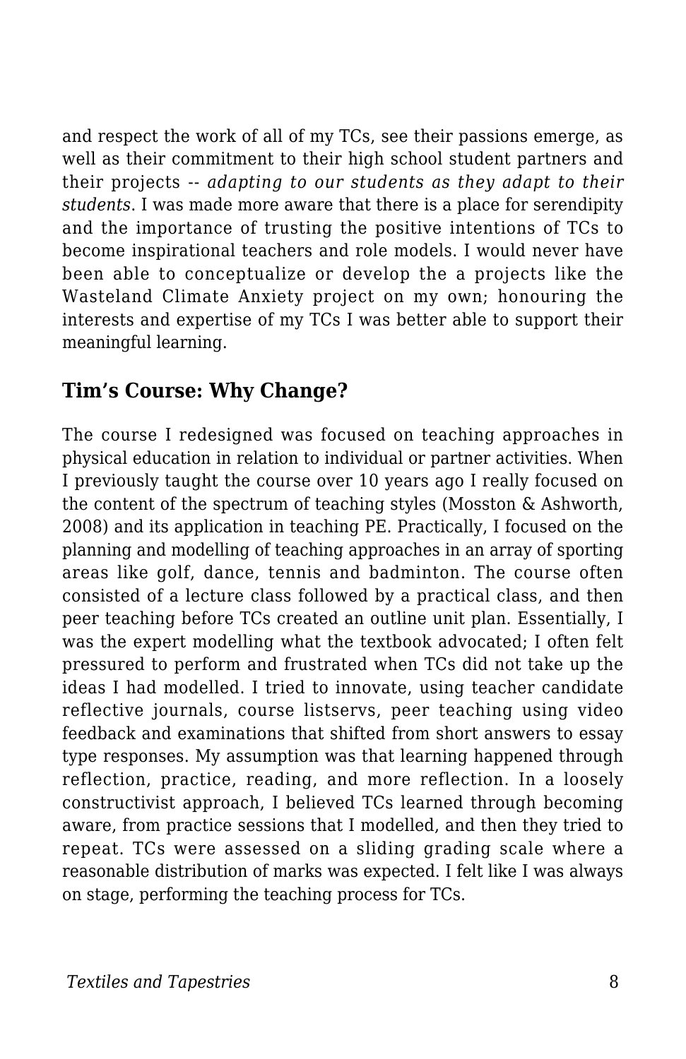and respect the work of all of my TCs, see their passions emerge, as well as their commitment to their high school student partners and their projects -- *adapting to our students as they adapt to their students*. I was made more aware that there is a place for serendipity and the importance of trusting the positive intentions of TCs to become inspirational teachers and role models. I would never have been able to conceptualize or develop the a projects like the Wasteland Climate Anxiety project on my own; honouring the interests and expertise of my TCs I was better able to support their meaningful learning.

## Tim's Course: Why Change?

The course I redesigned was focused on teaching approaches in physical education in relation to individual or partner activities. When I previously taught the course over 10 years ago I really focused on the content of the spectrum of teaching styles (Mosston & Ashworth, 2008) and its application in teaching PE. Practically, I focused on the planning and modelling of teaching approaches in an array of sporting areas like golf, dance, tennis and badminton. The course often consisted of a lecture class followed by a practical class, and then peer teaching before TCs created an outline unit plan. Essentially, I was the expert modelling what the textbook advocated; I often felt pressured to perform and frustrated when TCs did not take up the ideas I had modelled. I tried to innovate, using teacher candidate reflective journals, course listservs, peer teaching using video feedback and examinations that shifted from short answers to essay type responses. My assumption was that learning happened through reflection, practice, reading, and more reflection. In a loosely constructivist approach, I believed TCs learned through becoming aware, from practice sessions that I modelled, and then they tried to repeat. TCs were assessed on a sliding grading scale where a reasonable distribution of marks was expected. I felt like I was always on stage, performing the teaching process for TCs.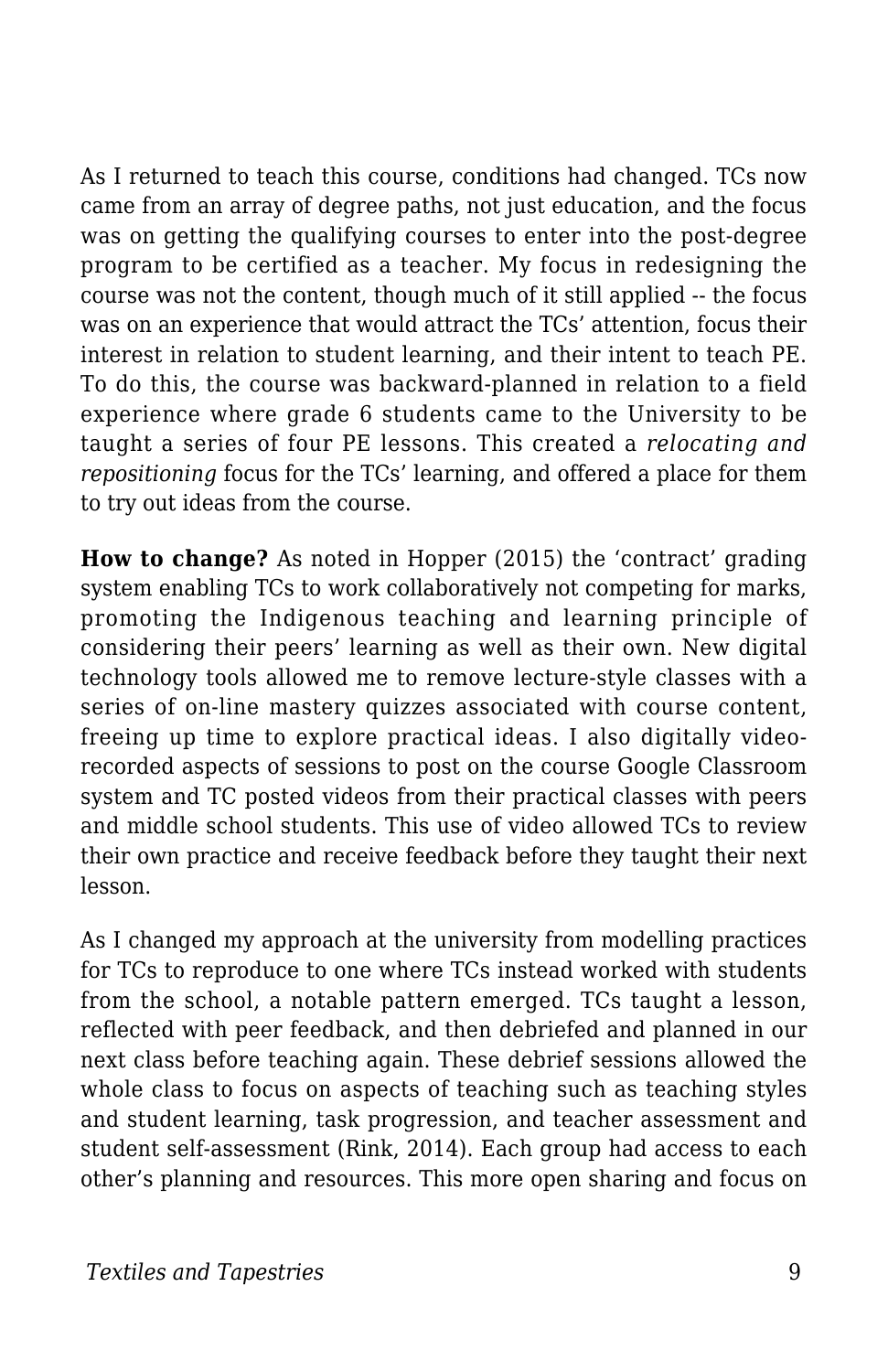As I returned to teach this course, conditions had changed. TCs now came from an array of degree paths, not just education, and the focus was on getting the qualifying courses to enter into the post-degree program to be certified as a teacher. My focus in redesigning the course was not the content, though much of it still applied -- the focus was on an experience that would attract the TCs' attention, focus their interest in relation to student learning, and their intent to teach PE. To do this, the course was backward-planned in relation to a field experience where grade 6 students came to the University to be taught a series of four PE lessons. This created a *relocating and repositioning* focus for the TCs' learning, and offered a place for them to try out ideas from the course.

**How to change?** As noted in Hopper (2015) the 'contract' grading system enabling TCs to work collaboratively not competing for marks, promoting the Indigenous teaching and learning principle of considering their peers' learning as well as their own. New digital technology tools allowed me to remove lecture-style classes with a series of on-line mastery quizzes associated with course content, freeing up time to explore practical ideas. I also digitally video-recorded aspects of sessions to post on the course Google Classroom system and TC posted videos from their practical classes with peers and middle school students. This use of video allowed TCs to review their own practice and receive feedback before they taught their next lesson.

As I changed my approach at the university from modelling practices for TCs to reproduce to one where TCs instead worked with students from the school, a notable pattern emerged. TCs taught a lesson, reflected with peer feedback, and then debriefed and planned in our next class before teaching again. These debrief sessions allowed the whole class to focus on aspects of teaching such as teaching styles and student learning, task progression, and teacher assessment and student self-assessment (Rink, 2014). Each group had access to each other's planning and resources. This more open sharing and focus on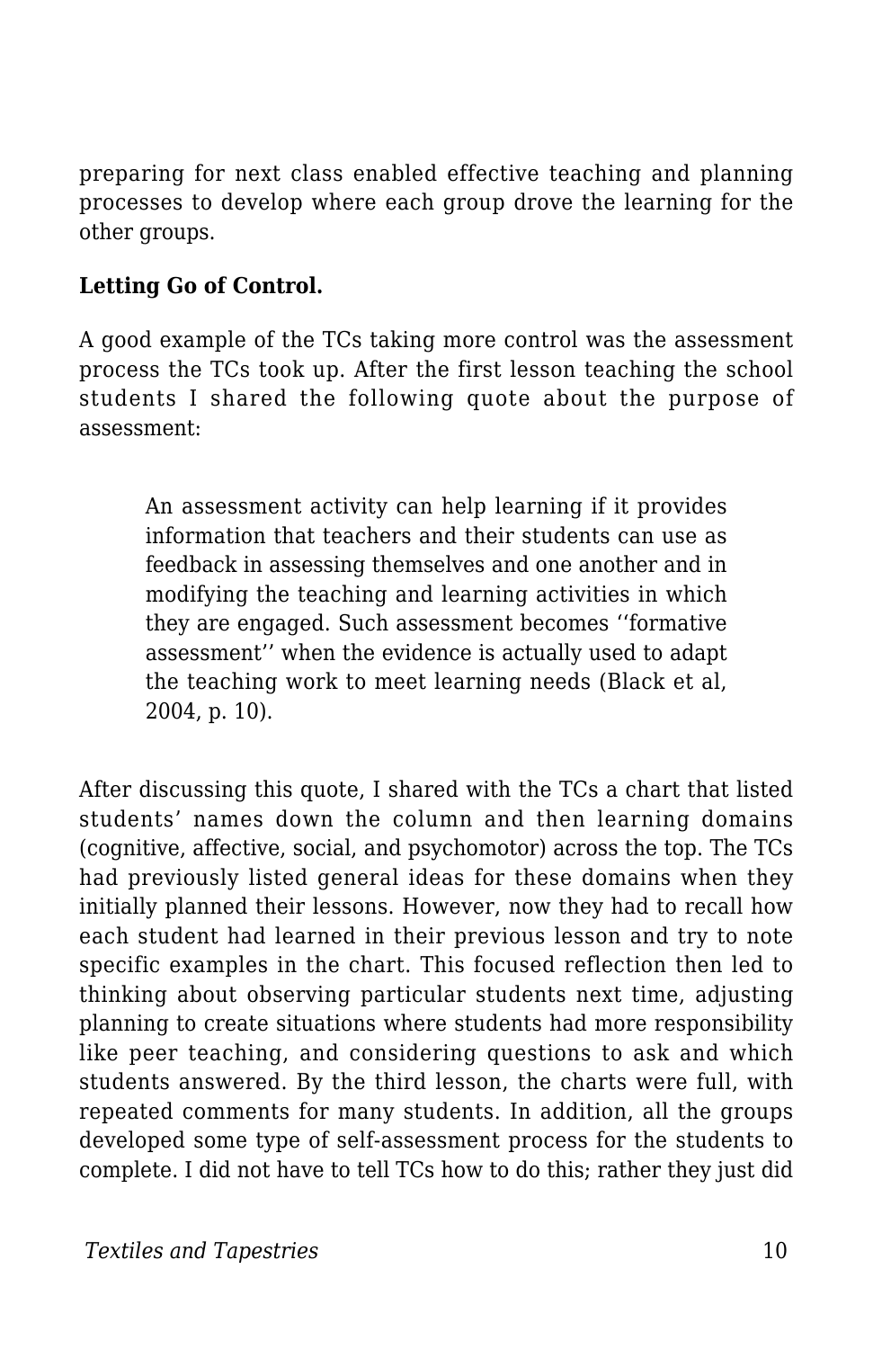preparing for next class enabled effective teaching and planning processes to develop where each group drove the learning for the other groups.

**Letting Go of Control.**

A good example of the TCs taking more control was the assessment process the TCs took up. After the first lesson teaching the school students I shared the following quote about the purpose of assessment:

> An assessment activity can help learning if it provides information that teachers and their students can use as feedback in assessing themselves and one another and in modifying the teaching and learning activities in which they are engaged. Such assessment becomes ‘‘formative assessment’’ when the evidence is actually used to adapt the teaching work to meet learning needs (Black et al, 2004, p. 10).

After discussing this quote, I shared with the TCs a chart that listed students’ names down the column and then learning domains (cognitive, affective, social, and psychomotor) across the top. The TCs had previously listed general ideas for these domains when they initially planned their lessons. However, now they had to recall how each student had learned in their previous lesson and try to note specific examples in the chart. This focused reflection then led to thinking about observing particular students next time, adjusting planning to create situations where students had more responsibility like peer teaching, and considering questions to ask and which students answered. By the third lesson, the charts were full, with repeated comments for many students. In addition, all the groups developed some type of self-assessment process for the students to complete. I did not have to tell TCs how to do this; rather they just did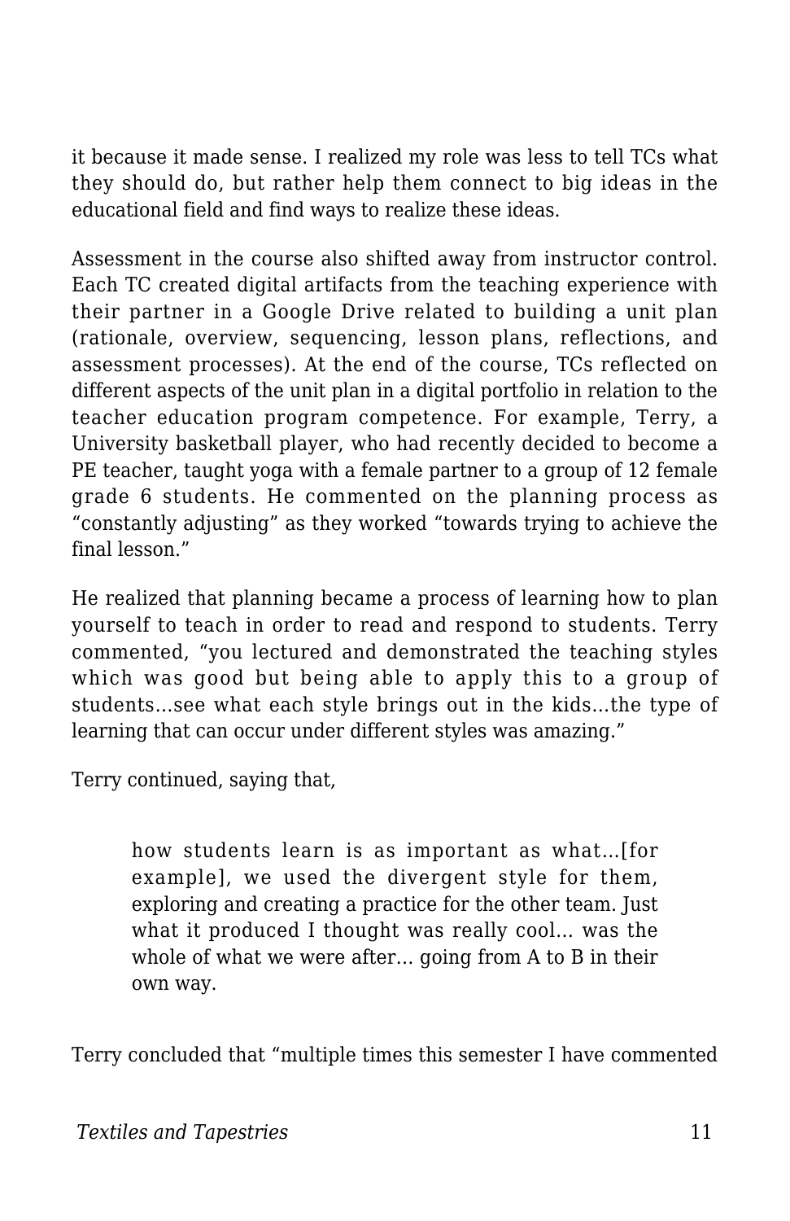it because it made sense. I realized my role was less to tell TCs what they should do, but rather help them connect to big ideas in the educational field and find ways to realize these ideas.

Assessment in the course also shifted away from instructor control. Each TC created digital artifacts from the teaching experience with their partner in a Google Drive related to building a unit plan (rationale, overview, sequencing, lesson plans, reflections, and assessment processes). At the end of the course, TCs reflected on different aspects of the unit plan in a digital portfolio in relation to the teacher education program competence. For example, Terry, a University basketball player, who had recently decided to become a PE teacher, taught yoga with a female partner to a group of 12 female grade 6 students. He commented on the planning process as "constantly adjusting" as they worked "towards trying to achieve the final lesson."

He realized that planning became a process of learning how to plan yourself to teach in order to read and respond to students. Terry commented, "you lectured and demonstrated the teaching styles which was good but being able to apply this to a group of students…see what each style brings out in the kids…the type of learning that can occur under different styles was amazing."

Terry continued, saying that,

> how students learn is as important as what…[for example], we used the divergent style for them, exploring and creating a practice for the other team. Just what it produced I thought was really cool… was the whole of what we were after… going from A to B in their own way.

Terry concluded that "multiple times this semester I have commented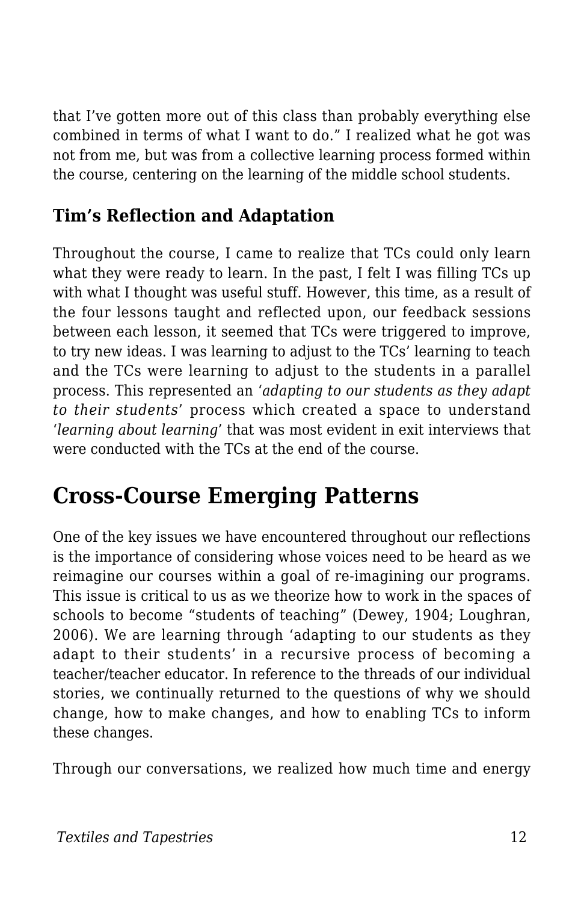that I've gotten more out of this class than probably everything else combined in terms of what I want to do." I realized what he got was not from me, but was from a collective learning process formed within the course, centering on the learning of the middle school students.

### Tim's Reflection and Adaptation

Throughout the course, I came to realize that TCs could only learn what they were ready to learn. In the past, I felt I was filling TCs up with what I thought was useful stuff. However, this time, as a result of the four lessons taught and reflected upon, our feedback sessions between each lesson, it seemed that TCs were triggered to improve, to try new ideas. I was learning to adjust to the TCs' learning to teach and the TCs were learning to adjust to the students in a parallel process. This represented an '*adapting to our students as they adapt to their students*' process which created a space to understand '*learning about learning*' that was most evident in exit interviews that were conducted with the TCs at the end of the course.

## Cross-Course Emerging Patterns

One of the key issues we have encountered throughout our reflections is the importance of considering whose voices need to be heard as we reimagine our courses within a goal of re-imagining our programs. This issue is critical to us as we theorize how to work in the spaces of schools to become "students of teaching" (Dewey, 1904; Loughran, 2006). We are learning through 'adapting to our students as they adapt to their students' in a recursive process of becoming a teacher/teacher educator. In reference to the threads of our individual stories, we continually returned to the questions of why we should change, how to make changes, and how to enabling TCs to inform these changes.

Through our conversations, we realized how much time and energy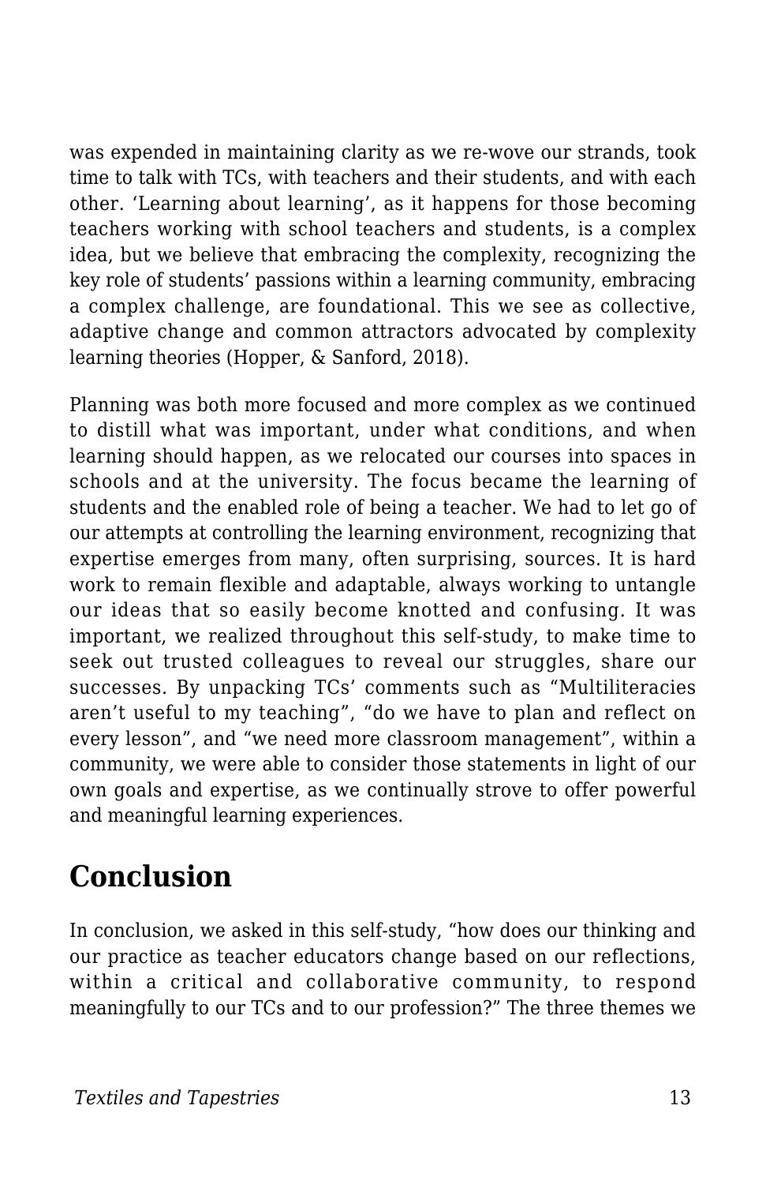was expended in maintaining clarity as we re-wove our strands, took time to talk with TCs, with teachers and their students, and with each other. 'Learning about learning', as it happens for those becoming teachers working with school teachers and students, is a complex idea, but we believe that embracing the complexity, recognizing the key role of students' passions within a learning community, embracing a complex challenge, are foundational. This we see as collective, adaptive change and common attractors advocated by complexity learning theories (Hopper, & Sanford, 2018).

Planning was both more focused and more complex as we continued to distill what was important, under what conditions, and when learning should happen, as we relocated our courses into spaces in schools and at the university. The focus became the learning of students and the enabled role of being a teacher. We had to let go of our attempts at controlling the learning environment, recognizing that expertise emerges from many, often surprising, sources. It is hard work to remain flexible and adaptable, always working to untangle our ideas that so easily become knotted and confusing. It was important, we realized throughout this self-study, to make time to seek out trusted colleagues to reveal our struggles, share our successes. By unpacking TCs' comments such as "Multiliteracies aren't useful to my teaching", "do we have to plan and reflect on every lesson", and "we need more classroom management", within a community, we were able to consider those statements in light of our own goals and expertise, as we continually strove to offer powerful and meaningful learning experiences.

## Conclusion

In conclusion, we asked in this self-study, "how does our thinking and our practice as teacher educators change based on our reflections, within a critical and collaborative community, to respond meaningfully to our TCs and to our profession?" The three themes we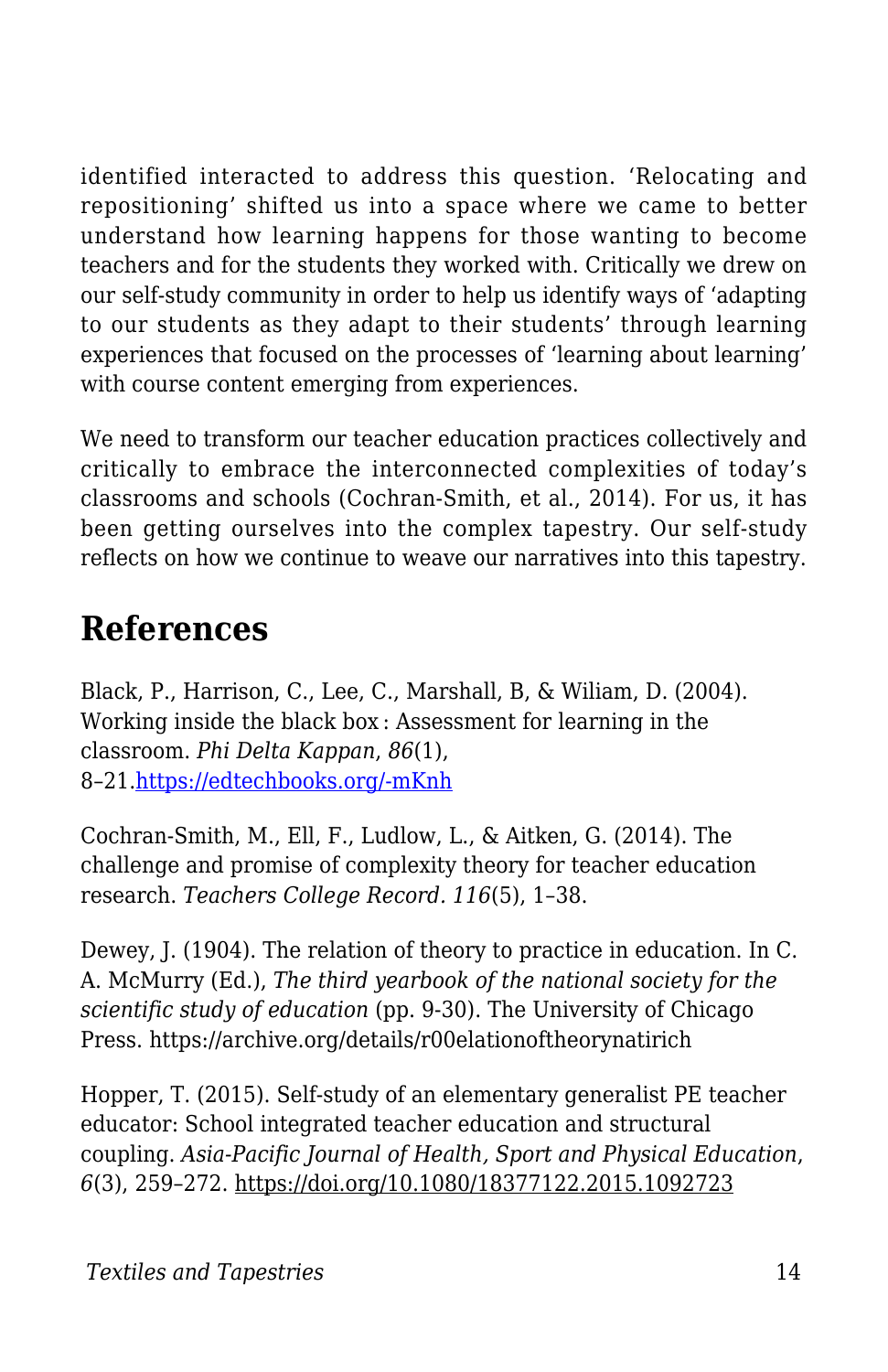identified interacted to address this question. ‘Relocating and repositioning’ shifted us into a space where we came to better understand how learning happens for those wanting to become teachers and for the students they worked with. Critically we drew on our self-study community in order to help us identify ways of ‘adapting to our students as they adapt to their students’ through learning experiences that focused on the processes of ‘learning about learning’ with course content emerging from experiences.

We need to transform our teacher education practices collectively and critically to embrace the interconnected complexities of today’s classrooms and schools (Cochran-Smith, et al., 2014). For us, it has been getting ourselves into the complex tapestry. Our self-study reflects on how we continue to weave our narratives into this tapestry.

## References

Black, P., Harrison, C., Lee, C., Marshall, B, & Wiliam, D. (2004). Working inside the black box : Assessment for learning in the classroom. *Phi Delta Kappan*, *86*(1), 8–21.[https://edtechbooks.org/-mKnh](https://edtechbooks.org/-mKnh)

Cochran-Smith, M., Ell, F., Ludlow, L., & Aitken, G. (2014). The challenge and promise of complexity theory for teacher education research. *Teachers College Record. 116*(5), 1–38.

Dewey, J. (1904). The relation of theory to practice in education. In C. A. McMurry (Ed.), *The third yearbook of the national society for the scientific study of education* (pp. 9-30). The University of Chicago Press. https://archive.org/details/r00elationoftheorynatirich

Hopper, T. (2015). Self-study of an elementary generalist PE teacher educator: School integrated teacher education and structural coupling. *Asia-Pacific Journal of Health, Sport and Physical Education*, *6*(3), 259–272. [https://doi.org/10.1080/18377122.2015.1092723](https://doi.org/10.1080/18377122.2015.1092723)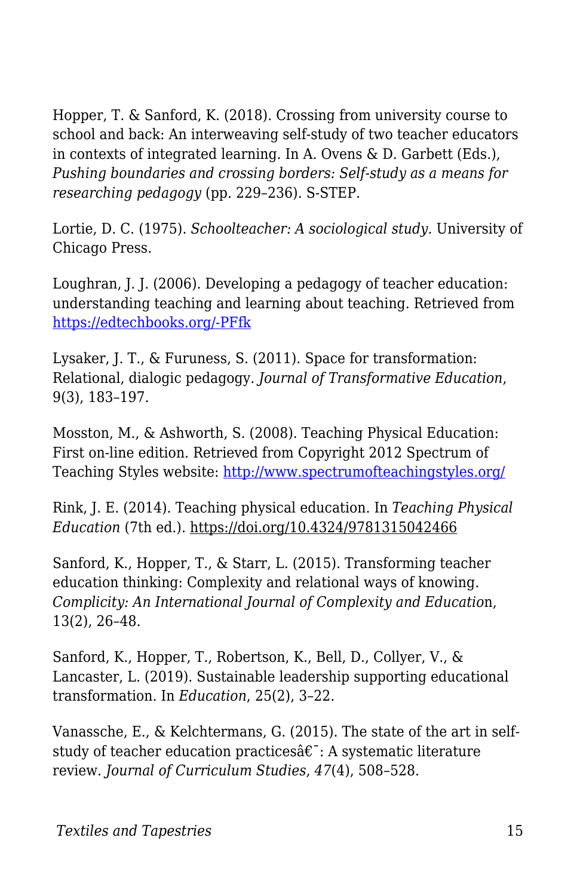Hopper, T. & Sanford, K. (2018). Crossing from university course to school and back: An interweaving self-study of two teacher educators in contexts of integrated learning. In A. Ovens & D. Garbett (Eds.), *Pushing boundaries and crossing borders: Self-study as a means for researching pedagogy* (pp. 229–236). S-STEP.

Lortie, D. C. (1975). *Schoolteacher: A sociological study.* University of Chicago Press.

Loughran, J. J. (2006). Developing a pedagogy of teacher education: understanding teaching and learning about teaching. Retrieved from [https://edtechbooks.org/-PFfk](https://edtechbooks.org/-PFfk)

Lysaker, J. T., & Furuness, S. (2011). Space for transformation: Relational, dialogic pedagogy. *Journal of Transformative Education*, 9(3), 183–197.

Mosston, M., & Ashworth, S. (2008). Teaching Physical Education: First on-line edition. Retrieved from Copyright 2012 Spectrum of Teaching Styles website: [http://www.spectrumofteachingstyles.org/](http://www.spectrumofteachingstyles.org/)

Rink, J. E. (2014). Teaching physical education. In *Teaching Physical Education* (7th ed.). https://doi.org/10.4324/9781315042466

Sanford, K., Hopper, T., & Starr, L. (2015). Transforming teacher education thinking: Complexity and relational ways of knowing. *Complicity: An International Journal of Complexity and Educatio*n, 13(2), 26–48.

Sanford, K., Hopper, T., Robertson, K., Bell, D., Collyer, V., & Lancaster, L. (2019). Sustainable leadership supporting educational transformation. In *Education*, 25(2), 3–22.

Vanassche, E., & Kelchtermans, G. (2015). The state of the art in self-study of teacher education practicesâ€˜: A systematic literature review. *Journal of Curriculum Studies*, *47*(4), 508–528.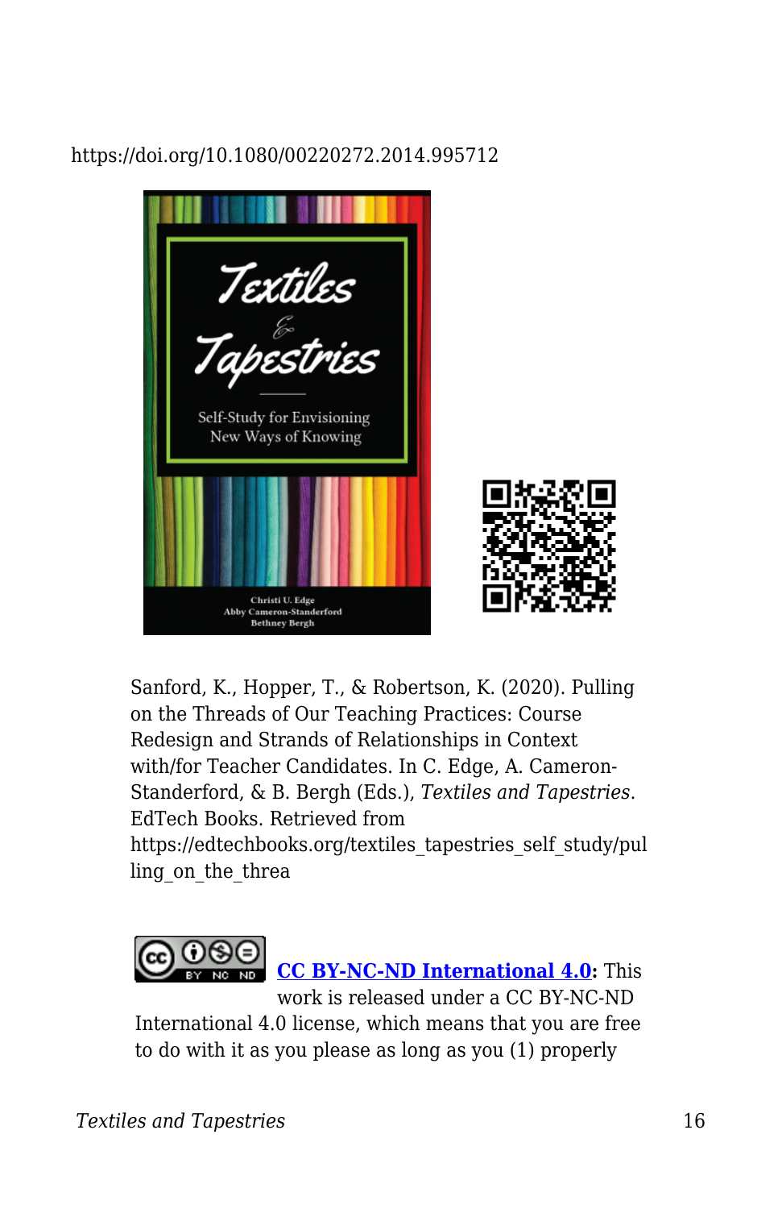https://doi.org/10.1080/00220272.2014.995712

Sanford, K., Hopper, T., & Robertson, K. (2020). Pulling on the Threads of Our Teaching Practices: Course Redesign and Strands of Relationships in Context with/for Teacher Candidates. In C. Edge, A. Cameron-Standerford, & B. Bergh (Eds.), *Textiles and Tapestries*. EdTech Books. Retrieved from https://edtechbooks.org/textiles_tapestries_self_study/pulling_on_the_threa

**CC BY-NC-ND International 4.0:** This work is released under a CC BY-NC-ND International 4.0 license, which means that you are free to do with it as you please as long as you (1) properly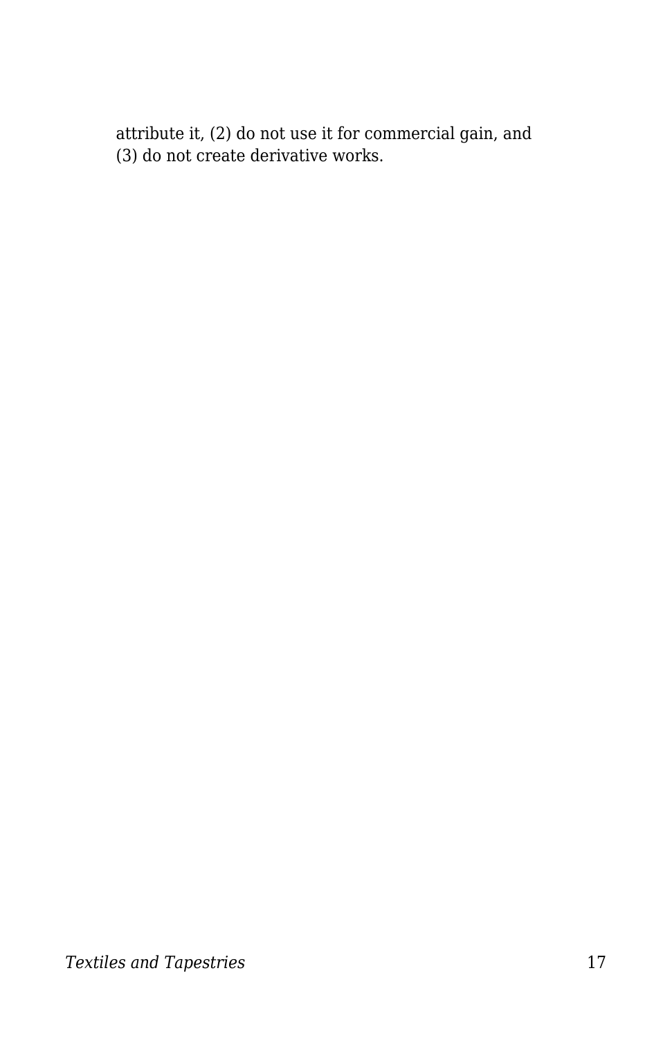attribute it, (2) do not use it for commercial gain, and (3) do not create derivative works.